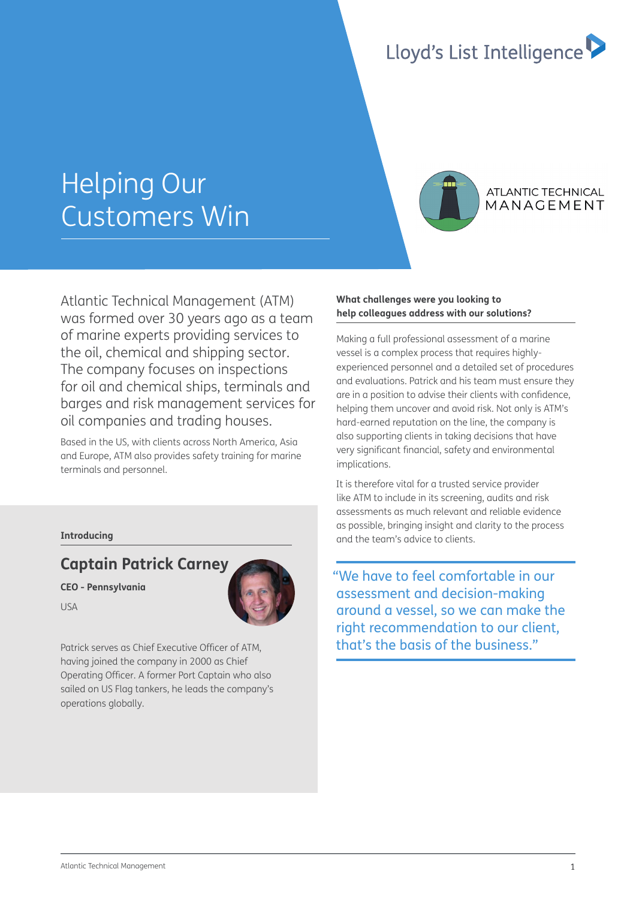Lloyd's List Intelligence

# Helping Our Customers Win

ATLANTIC TECHNICAL MANAGEMENT

Atlantic Technical Management (ATM) was formed over 30 years ago as a team of marine experts providing services to the oil, chemical and shipping sector. The company focuses on inspections for oil and chemical ships, terminals and barges and risk management services for oil companies and trading houses.

Based in the US, with clients across North America, Asia and Europe, ATM also provides safety training for marine terminals and personnel.

**Introducing**

## Captain Patrick Carney

**CEO - Pennsylvania**

USA

Patrick serves as Chief Executive Officer of ATM, having joined the company in 2000 as Chief Operating Officer. A former Port Captain who also sailed on US Flag tankers, he leads the company's operations globally.

**What challenges were you looking to help colleagues address with our solutions?**

Making a full professional assessment of a marine vessel is a complex process that requires highly-experienced personnel and a detailed set of procedures and evaluations. Patrick and his team must ensure they are in a position to advise their clients with confidence, helping them uncover and avoid risk. Not only is ATM's hard-earned reputation on the line, the company is also supporting clients in taking decisions that have very significant financial, safety and environmental implications.

It is therefore vital for a trusted service provider like ATM to include in its screening, audits and risk assessments as much relevant and reliable evidence as possible, bringing insight and clarity to the process and the team's advice to clients.

> "We have to feel comfortable in our assessment and decision-making around a vessel, so we can make the right recommendation to our client, that's the basis of the business."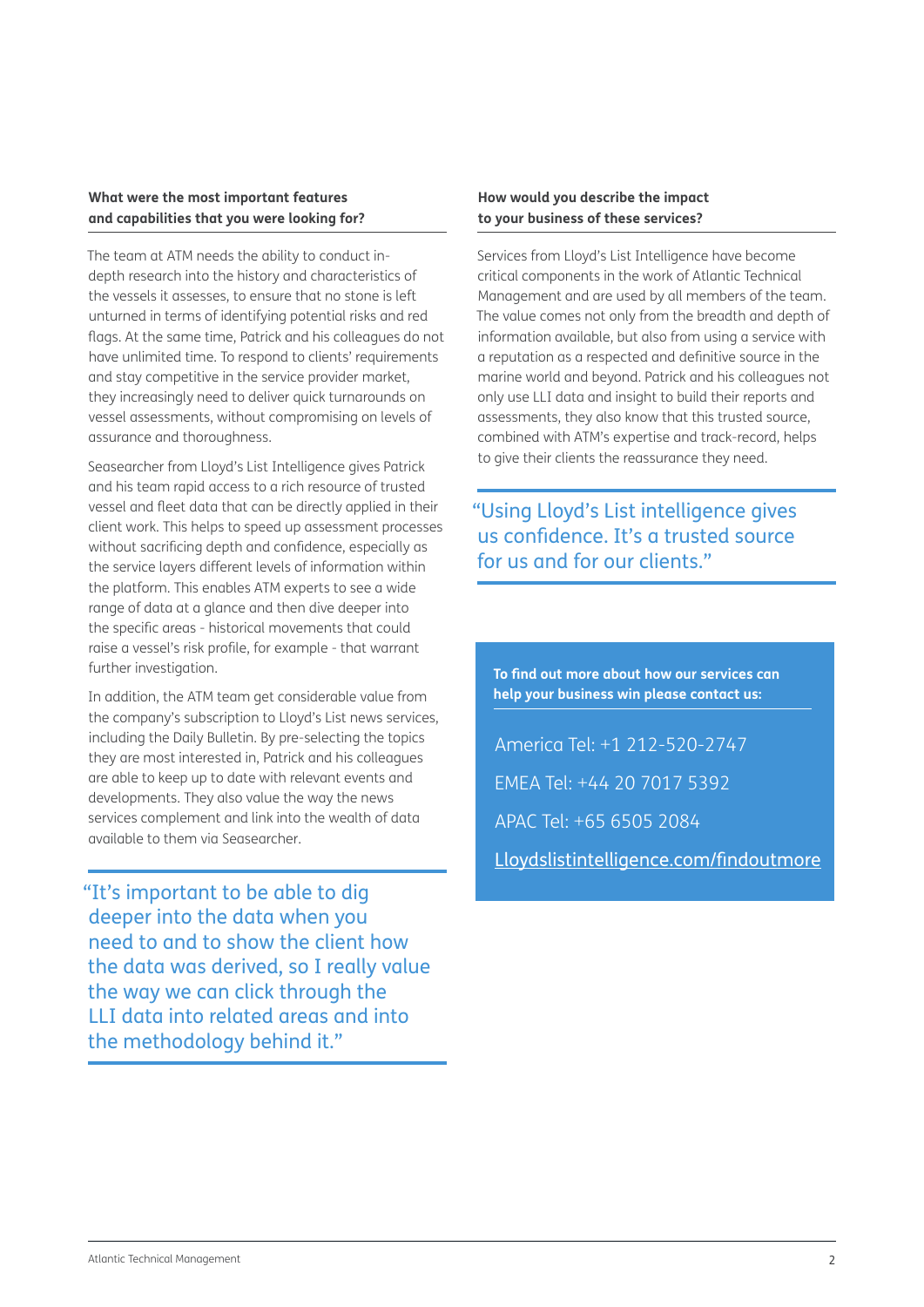**What were the most important features and capabilities that you were looking for?**

The team at ATM needs the ability to conduct in-depth research into the history and characteristics of the vessels it assesses, to ensure that no stone is left unturned in terms of identifying potential risks and red flags. At the same time, Patrick and his colleagues do not have unlimited time. To respond to clients' requirements and stay competitive in the service provider market, they increasingly need to deliver quick turnarounds on vessel assessments, without compromising on levels of assurance and thoroughness.

Seasearcher from Lloyd's List Intelligence gives Patrick and his team rapid access to a rich resource of trusted vessel and fleet data that can be directly applied in their client work. This helps to speed up assessment processes without sacrificing depth and confidence, especially as the service layers different levels of information within the platform. This enables ATM experts to see a wide range of data at a glance and then dive deeper into the specific areas - historical movements that could raise a vessel's risk profile, for example - that warrant further investigation.

In addition, the ATM team get considerable value from the company's subscription to Lloyd's List news services, including the Daily Bulletin. By pre-selecting the topics they are most interested in, Patrick and his colleagues are able to keep up to date with relevant events and developments. They also value the way the news services complement and link into the wealth of data available to them via Seasearcher.

> "It's important to be able to dig deeper into the data when you need to and to show the client how the data was derived, so I really value the way we can click through the LLI data into related areas and into the methodology behind it."

**How would you describe the impact to your business of these services?**

Services from Lloyd's List Intelligence have become critical components in the work of Atlantic Technical Management and are used by all members of the team. The value comes not only from the breadth and depth of information available, but also from using a service with a reputation as a respected and definitive source in the marine world and beyond. Patrick and his colleagues not only use LLI data and insight to build their reports and assessments, they also know that this trusted source, combined with ATM's expertise and track-record, helps to give their clients the reassurance they need.

> "Using Lloyd's List intelligence gives us confidence. It's a trusted source for us and for our clients."

**To find out more about how our services can help your business win please contact us:**

America Tel: +1 212-520-2747

EMEA Tel: +44 20 7017 5392

APAC Tel: +65 6505 2084

Lloydslistintelligence.com/findoutmore